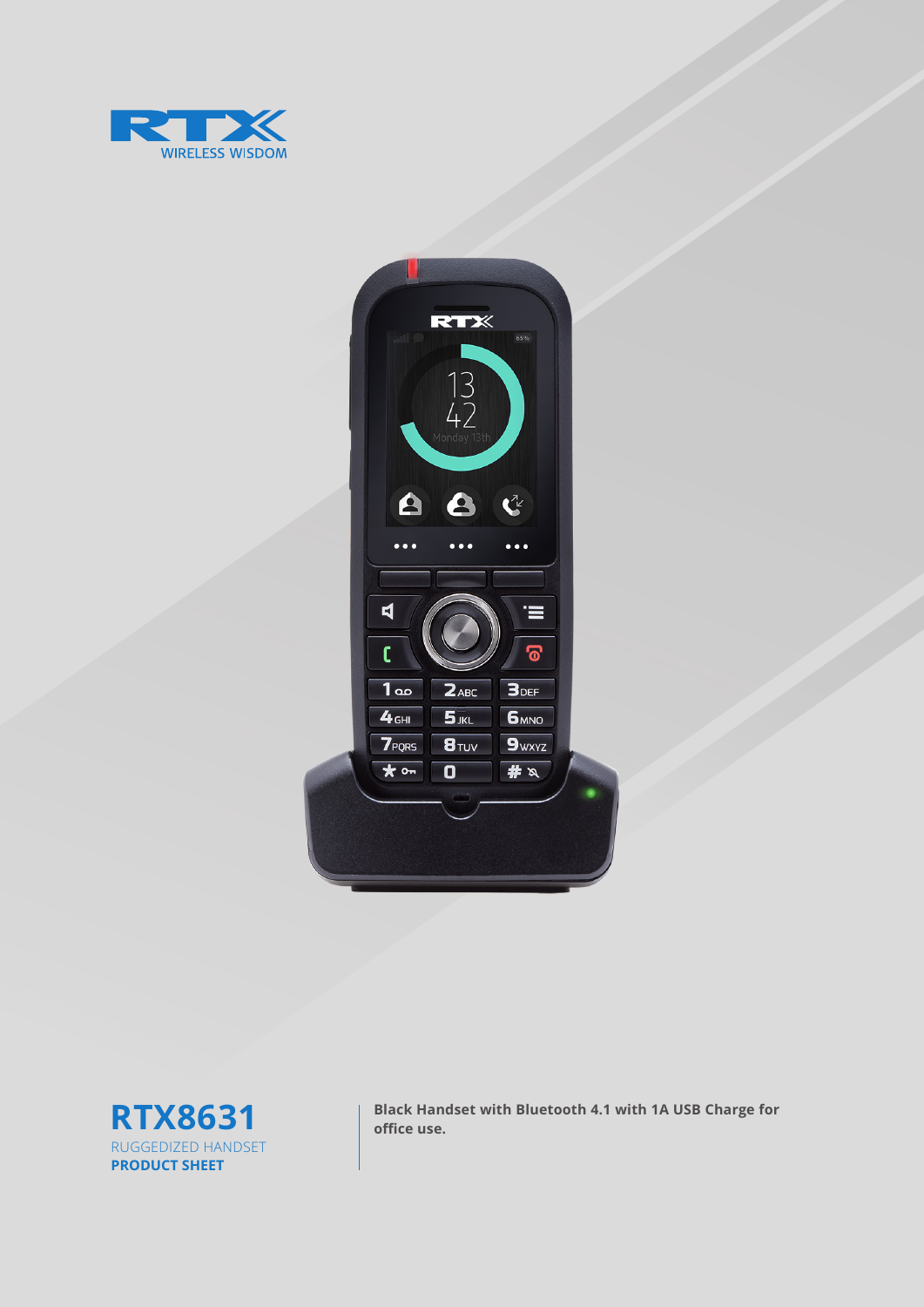RTX WIRELESS WISDOM

# RTX8631

RUGGEDIZED HANDSET

**PRODUCT SHEET**

**Black Handset with Bluetooth 4.1 with 1A USB Charge for office use.**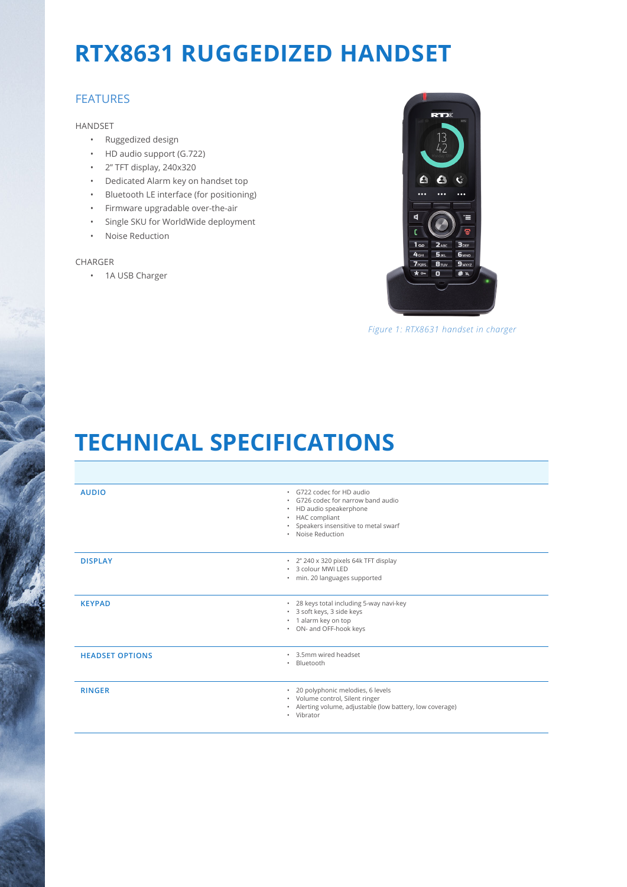# RTX8631 RUGGEDIZED HANDSET

## FEATURES

HANDSET

- Ruggedized design
- HD audio support (G.722)
- 2" TFT display, 240x320
- Dedicated Alarm key on handset top
- Bluetooth LE interface (for positioning)
- Firmware upgradable over-the-air
- Single SKU for WorldWide deployment
- Noise Reduction

CHARGER

- 1A USB Charger

*Figure 1: RTX8631 handset in charger*

# TECHNICAL SPECIFICATIONS

| | |
|---|---|
| **AUDIO** | • G722 codec for HD audio<br>• G726 codec for narrow band audio<br>• HD audio speakerphone<br>• HAC compliant<br>• Speakers insensitive to metal swarf<br>• Noise Reduction |
| **DISPLAY** | • 2" 240 x 320 pixels 64k TFT display<br>• 3 colour MWI LED<br>• min. 20 languages supported |
| **KEYPAD** | • 28 keys total including 5-way navi-key<br>• 3 soft keys, 3 side keys<br>• 1 alarm key on top<br>• ON- and OFF-hook keys |
| **HEADSET OPTIONS** | • 3.5mm wired headset<br>• Bluetooth |
| **RINGER** | • 20 polyphonic melodies, 6 levels<br>• Volume control, Silent ringer<br>• Alerting volume, adjustable (low battery, low coverage)<br>• Vibrator |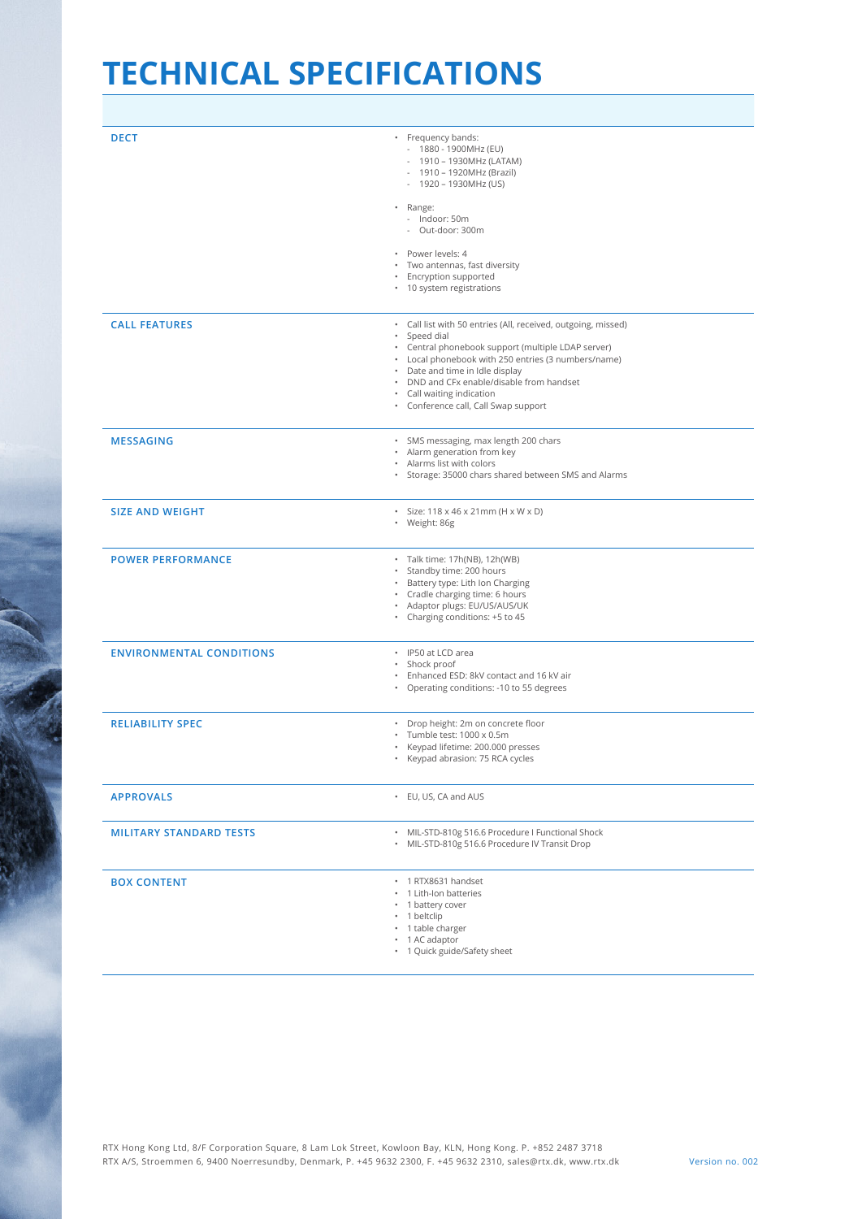# TECHNICAL SPECIFICATIONS

| | |
|---|---|
| **DECT** | • Frequency bands:<br>- 1880 - 1900MHz (EU)<br>- 1910 – 1930MHz (LATAM)<br>- 1910 – 1920MHz (Brazil)<br>- 1920 – 1930MHz (US)<br><br>• Range:<br>- Indoor: 50m<br>- Out-door: 300m<br><br>• Power levels: 4<br>• Two antennas, fast diversity<br>• Encryption supported<br>• 10 system registrations |
| **CALL FEATURES** | • Call list with 50 entries (All, received, outgoing, missed)<br>• Speed dial<br>• Central phonebook support (multiple LDAP server)<br>• Local phonebook with 250 entries (3 numbers/name)<br>• Date and time in Idle display<br>• DND and CFx enable/disable from handset<br>• Call waiting indication<br>• Conference call, Call Swap support |
| **MESSAGING** | • SMS messaging, max length 200 chars<br>• Alarm generation from key<br>• Alarms list with colors<br>• Storage: 35000 chars shared between SMS and Alarms |
| **SIZE AND WEIGHT** | • Size: 118 x 46 x 21mm (H x W x D)<br>• Weight: 86g |
| **POWER PERFORMANCE** | • Talk time: 17h(NB), 12h(WB)<br>• Standby time: 200 hours<br>• Battery type: Lith Ion Charging<br>• Cradle charging time: 6 hours<br>• Adaptor plugs: EU/US/AUS/UK<br>• Charging conditions: +5 to 45 |
| **ENVIRONMENTAL CONDITIONS** | • IP50 at LCD area<br>• Shock proof<br>• Enhanced ESD: 8kV contact and 16 kV air<br>• Operating conditions: -10 to 55 degrees |
| **RELIABILITY SPEC** | • Drop height: 2m on concrete floor<br>• Tumble test: 1000 x 0.5m<br>• Keypad lifetime: 200.000 presses<br>• Keypad abrasion: 75 RCA cycles |
| **APPROVALS** | • EU, US, CA and AUS |
| **MILITARY STANDARD TESTS** | • MIL-STD-810g 516.6 Procedure I Functional Shock<br>• MIL-STD-810g 516.6 Procedure IV Transit Drop |
| **BOX CONTENT** | • 1 RTX8631 handset<br>• 1 Lith-Ion batteries<br>• 1 battery cover<br>• 1 beltclip<br>• 1 table charger<br>• 1 AC adaptor<br>• 1 Quick guide/Safety sheet |

RTX Hong Kong Ltd, 8/F Corporation Square, 8 Lam Lok Street, Kowloon Bay, KLN, Hong Kong. P. +852 2487 3718
RTX A/S, Stroemmen 6, 9400 Noerresundby, Denmark, P. +45 9632 2300, F. +45 9632 2310, sales@rtx.dk, www.rtx.dk

Version no. 002